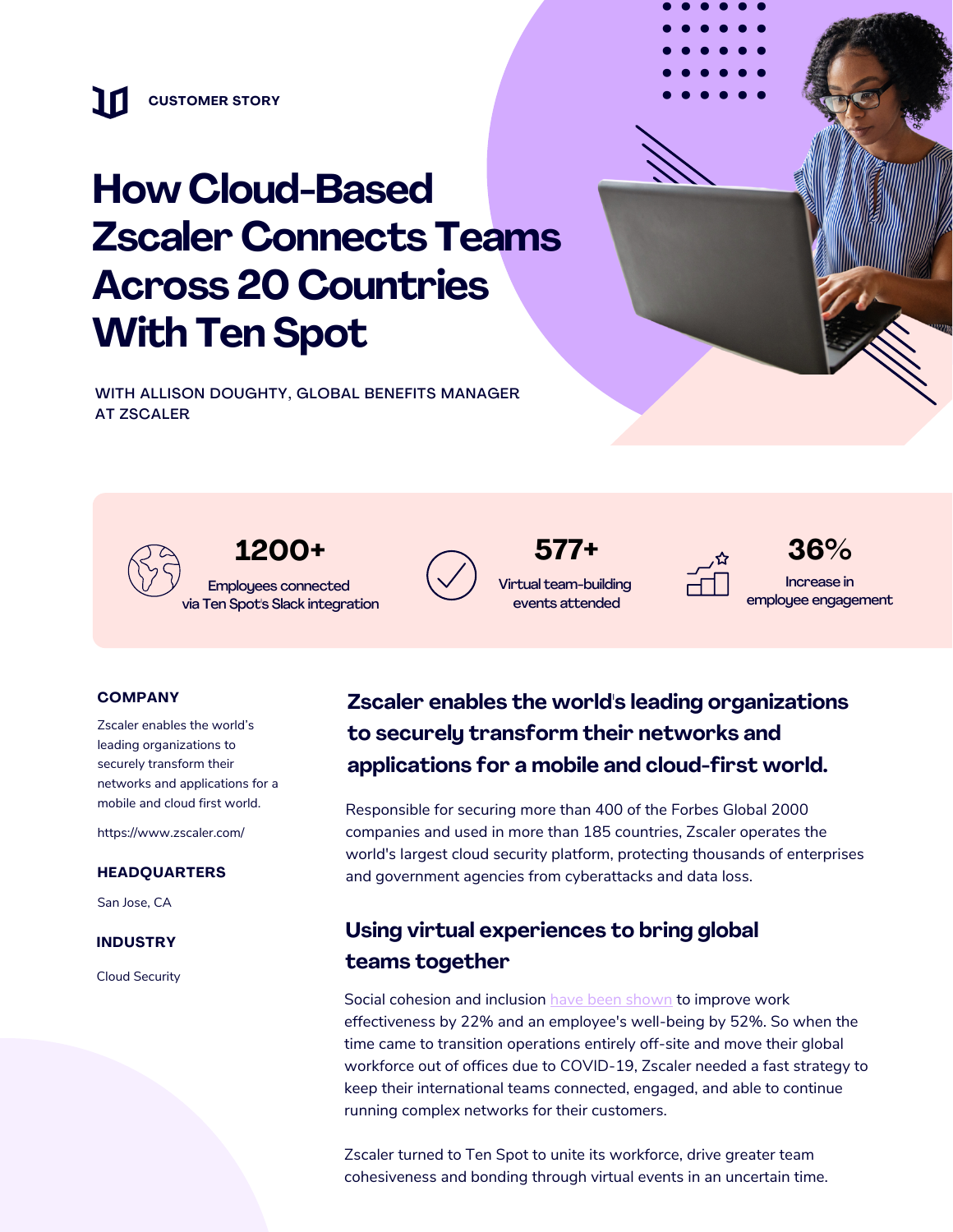CUSTOMER STORY

# How Cloud-Based Zscaler Connects Teams Across 20 Countries With Ten Spot

WITH ALLISON DOUGHTY, GLOBAL BENEFITS MANAGER AT ZSCALER

**1200+**
Employees connected via Ten Spot's Slack integration

**577+**
Virtual team-building events attended

**36%**
Increase in employee engagement

**COMPANY**

Zscaler enables the world's leading organizations to securely transform their networks and applications for a mobile and cloud first world.

https://www.zscaler.com/

**HEADQUARTERS**

San Jose, CA

**INDUSTRY**

Cloud Security

## Zscaler enables the world's leading organizations to securely transform their networks and applications for a mobile and cloud-first world.

Responsible for securing more than 400 of the Forbes Global 2000 companies and used in more than 185 countries, Zscaler operates the world's largest cloud security platform, protecting thousands of enterprises and government agencies from cyberattacks and data loss.

## Using virtual experiences to bring global teams together

Social cohesion and inclusion have been shown to improve work effectiveness by 22% and an employee's well-being by 52%. So when the time came to transition operations entirely off-site and move their global workforce out of offices due to COVID-19, Zscaler needed a fast strategy to keep their international teams connected, engaged, and able to continue running complex networks for their customers.

Zscaler turned to Ten Spot to unite its workforce, drive greater team cohesiveness and bonding through virtual events in an uncertain time.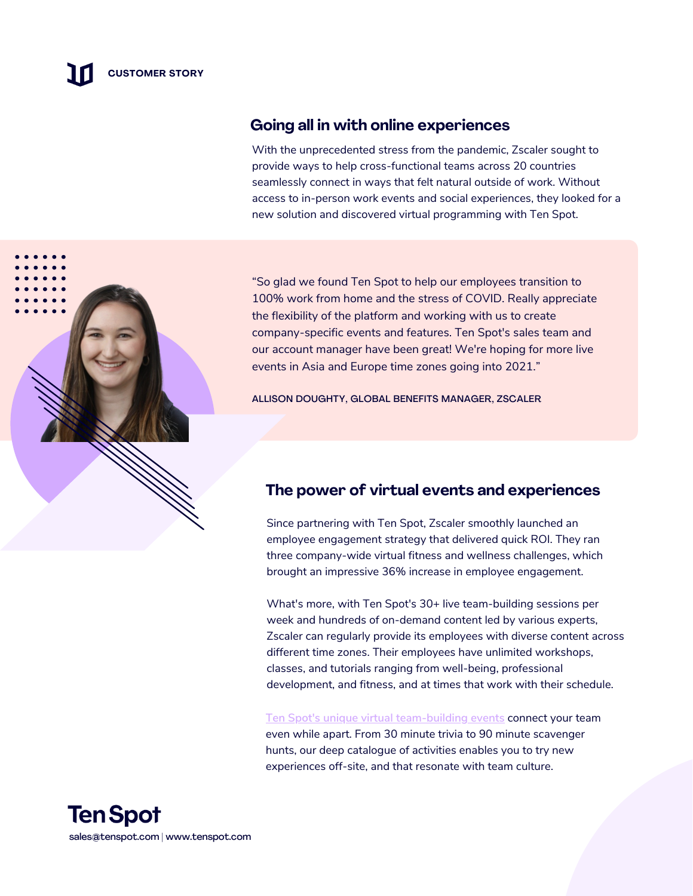CUSTOMER STORY

## Going all in with online experiences

With the unprecedented stress from the pandemic, Zscaler sought to provide ways to help cross-functional teams across 20 countries seamlessly connect in ways that felt natural outside of work. Without access to in-person work events and social experiences, they looked for a new solution and discovered virtual programming with Ten Spot.

"So glad we found Ten Spot to help our employees transition to 100% work from home and the stress of COVID. Really appreciate the flexibility of the platform and working with us to create company-specific events and features. Ten Spot's sales team and our account manager have been great! We're hoping for more live events in Asia and Europe time zones going into 2021."

**ALLISON DOUGHTY, GLOBAL BENEFITS MANAGER, ZSCALER**

## The power of virtual events and experiences

Since partnering with Ten Spot, Zscaler smoothly launched an employee engagement strategy that delivered quick ROI. They ran three company-wide virtual fitness and wellness challenges, which brought an impressive 36% increase in employee engagement.

What's more, with Ten Spot's 30+ live team-building sessions per week and hundreds of on-demand content led by various experts, Zscaler can regularly provide its employees with diverse content across different time zones. Their employees have unlimited workshops, classes, and tutorials ranging from well-being, professional development, and fitness, and at times that work with their schedule.

Ten Spot's unique virtual team-building events connect your team even while apart. From 30 minute trivia to 90 minute scavenger hunts, our deep catalogue of activities enables you to try new experiences off-site, and that resonate with team culture.

**Ten Spot**

sales@tenspot.com | www.tenspot.com